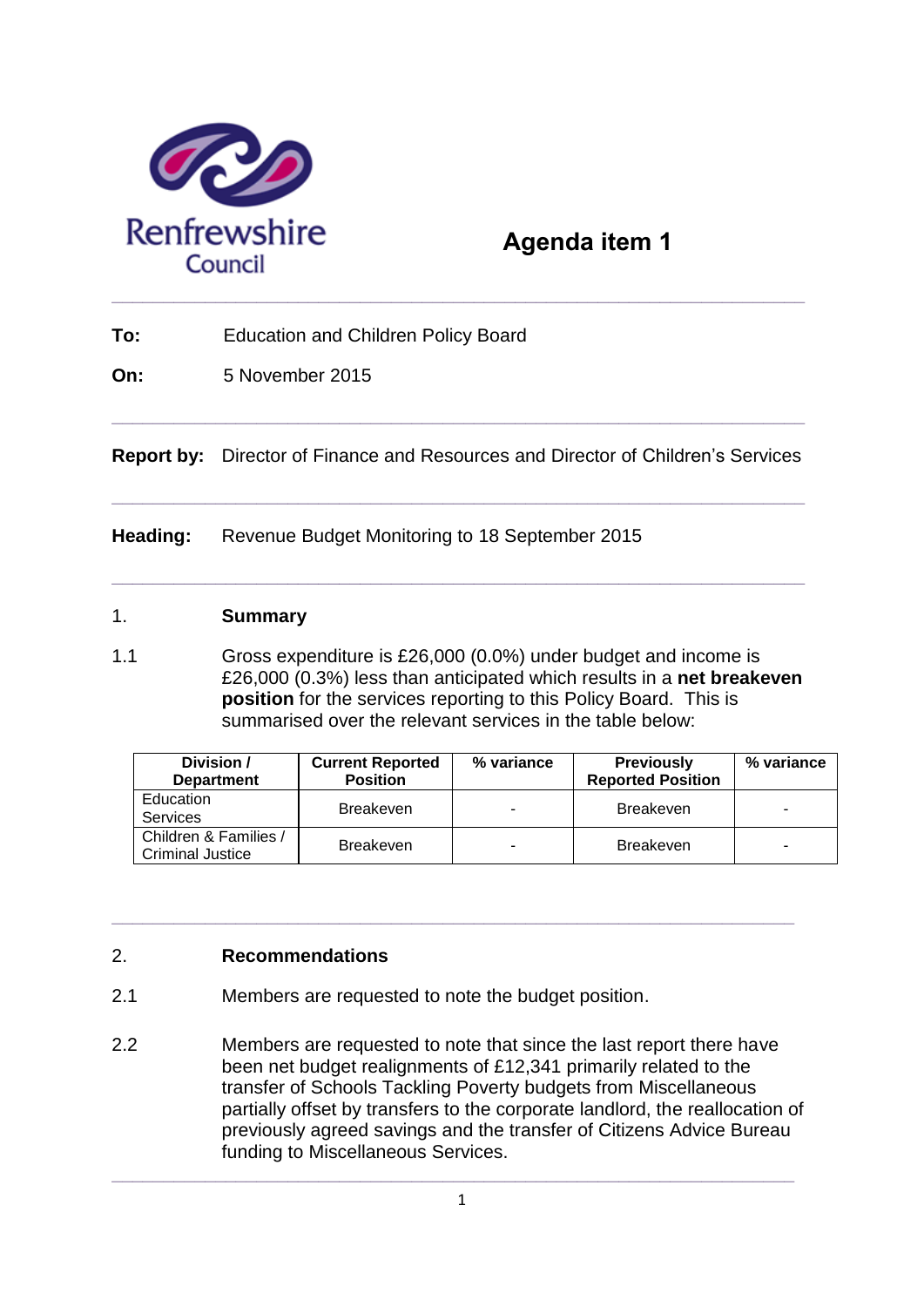Renfrewshire Council

# Agenda item 1

**To:** Education and Children Policy Board

**On:** 5 November 2015

**Report by:** Director of Finance and Resources and Director of Children's Services

**Heading:** Revenue Budget Monitoring to 18 September 2015

## 1. Summary

1.1 Gross expenditure is £26,000 (0.0%) under budget and income is £26,000 (0.3%) less than anticipated which results in a **net breakeven position** for the services reporting to this Policy Board. This is summarised over the relevant services in the table below:

| Division / Department | Current Reported Position | % variance | Previously Reported Position | % variance |
|---|---|---|---|---|
| Education Services | Breakeven | - | Breakeven | - |
| Children & Families / Criminal Justice | Breakeven | - | Breakeven | - |

## 2. Recommendations

2.1 Members are requested to note the budget position.

2.2 Members are requested to note that since the last report there have been net budget realignments of £12,341 primarily related to the transfer of Schools Tackling Poverty budgets from Miscellaneous partially offset by transfers to the corporate landlord, the reallocation of previously agreed savings and the transfer of Citizens Advice Bureau funding to Miscellaneous Services.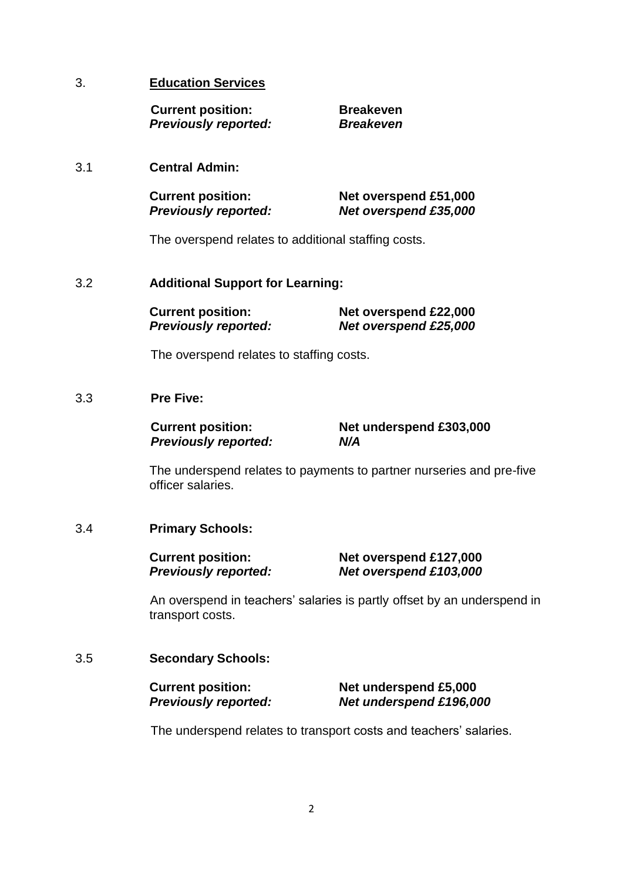## 3. Education Services

**Current position:** **Breakeven**
***Previously reported:*** ***Breakeven***

### 3.1 Central Admin:

**Current position:** **Net overspend £51,000**
***Previously reported:*** ***Net overspend £35,000***

The overspend relates to additional staffing costs.

### 3.2 Additional Support for Learning:

**Current position:** **Net overspend £22,000**
***Previously reported:*** ***Net overspend £25,000***

The overspend relates to staffing costs.

### 3.3 Pre Five:

**Current position:** **Net underspend £303,000**
***Previously reported:*** ***N/A***

The underspend relates to payments to partner nurseries and pre-five officer salaries.

### 3.4 Primary Schools:

**Current position:** **Net overspend £127,000**
***Previously reported:*** ***Net overspend £103,000***

An overspend in teachers' salaries is partly offset by an underspend in transport costs.

### 3.5 Secondary Schools:

**Current position:** **Net underspend £5,000**
***Previously reported:*** ***Net underspend £196,000***

The underspend relates to transport costs and teachers' salaries.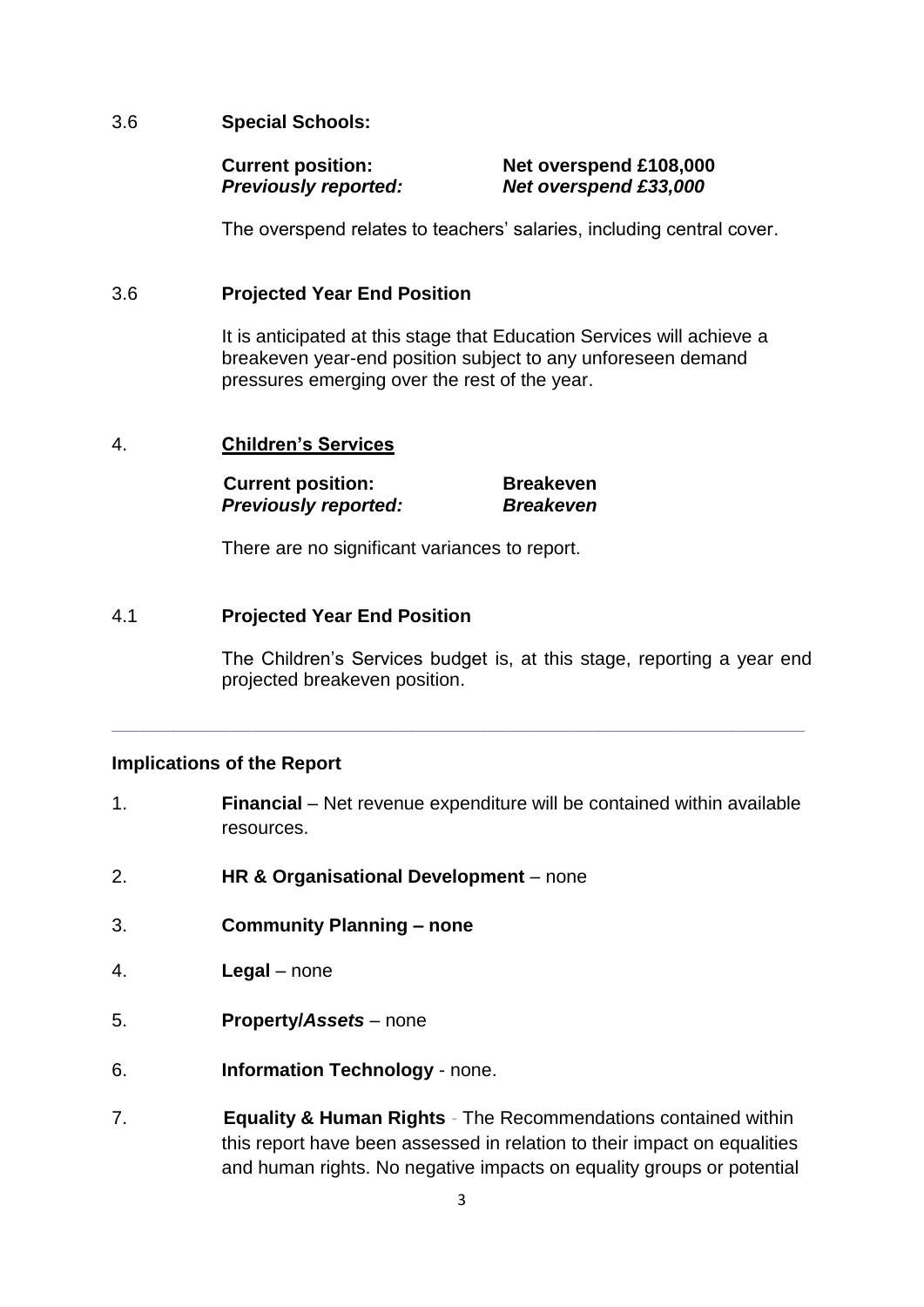3.6 **Special Schools:**

**Current position:** **Net overspend £108,000**
***Previously reported:*** ***Net overspend £33,000***

The overspend relates to teachers' salaries, including central cover.

3.6 **Projected Year End Position**

It is anticipated at this stage that Education Services will achieve a breakeven year-end position subject to any unforeseen demand pressures emerging over the rest of the year.

4. **Children's Services**

**Current position:** **Breakeven**
***Previously reported:*** ***Breakeven***

There are no significant variances to report.

4.1 **Projected Year End Position**

The Children's Services budget is, at this stage, reporting a year end projected breakeven position.

---

**Implications of the Report**

1. **Financial** – Net revenue expenditure will be contained within available resources.

2. **HR & Organisational Development** – none

3. **Community Planning – none**

4. **Legal** – none

5. **Property/*Assets*** – none

6. **Information Technology** - none.

7. **Equality & Human Rights** - The Recommendations contained within this report have been assessed in relation to their impact on equalities and human rights. No negative impacts on equality groups or potential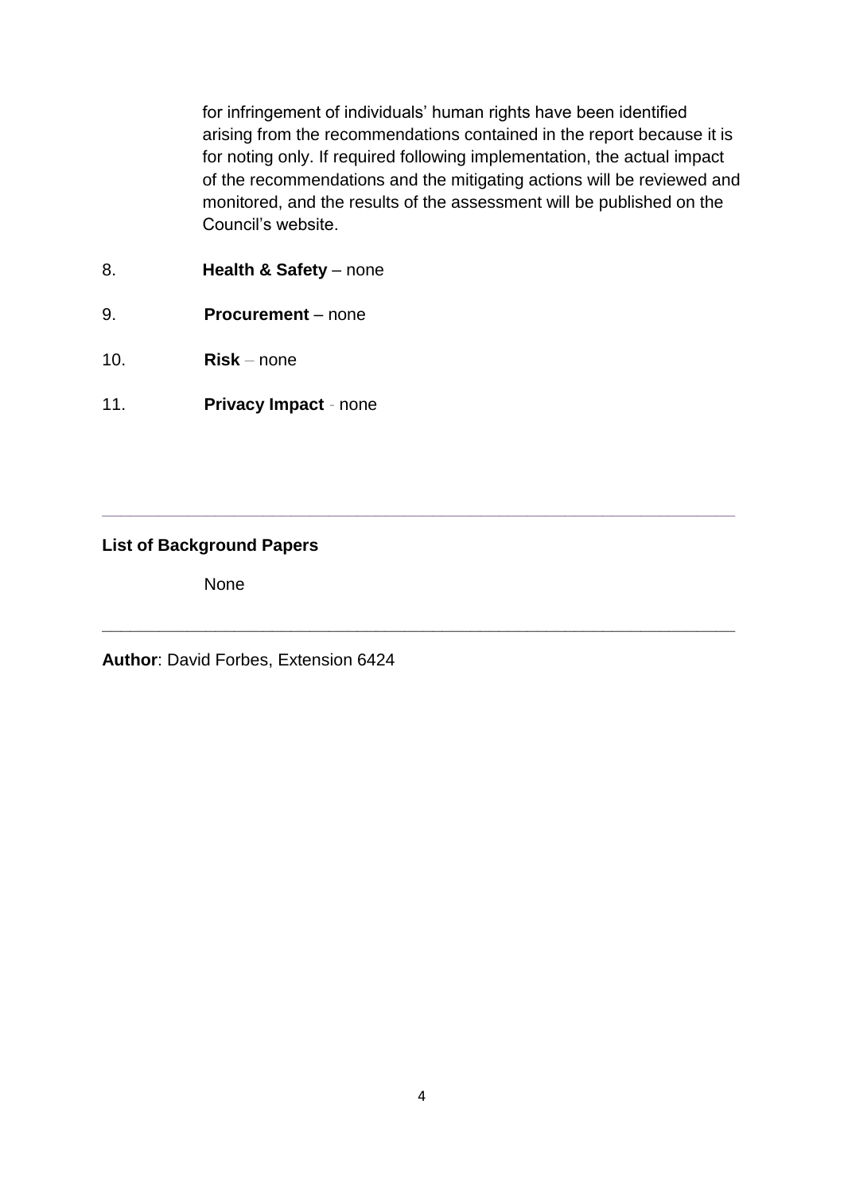for infringement of individuals' human rights have been identified arising from the recommendations contained in the report because it is for noting only. If required following implementation, the actual impact of the recommendations and the mitigating actions will be reviewed and monitored, and the results of the assessment will be published on the Council's website.

8. **Health & Safety** – none

9. **Procurement** – none

10. **Risk** – none

11. **Privacy Impact** - none

---

**List of Background Papers**

None

---

**Author**: David Forbes, Extension 6424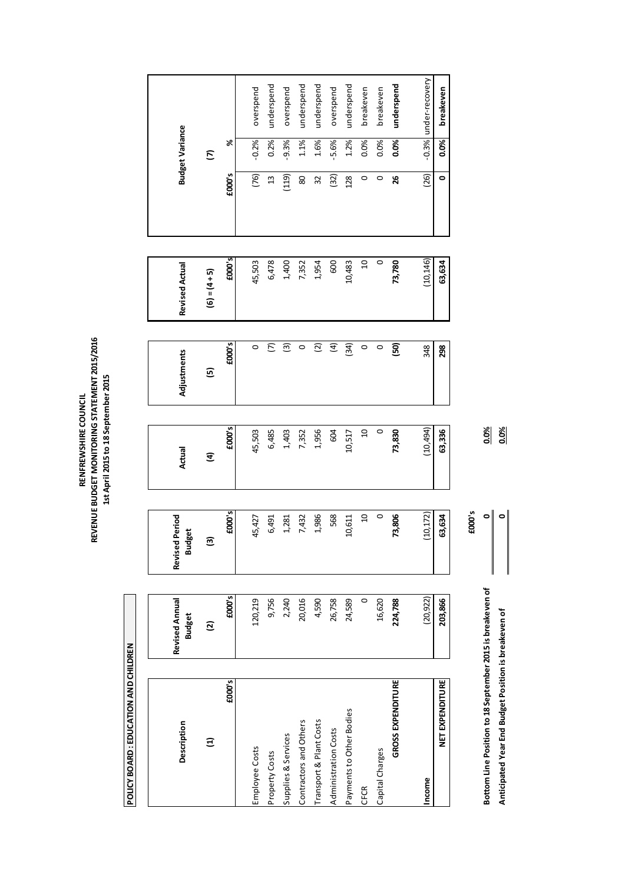# RENFREWSHIRE COUNCIL

## REVENUE BUDGET MONITORING STATEMENT 2015/2016

### 1st April 2015 to 18 September 2015

**POLICY BOARD : EDUCATION AND CHILDREN**

| Description | Revised Annual Budget | Revised Period Budget | Actual | Adjustments | Revised Actual | Budget Variance | | |
|---|---|---|---|---|---|---|---|---|
| (1) | (2) | (3) | (4) | (5) | (6) = (4 + 5) | (7) | | |
| £000's | £000's | £000's | £000's | £000's | £000's | £000's | % | |
| Employee Costs | 120,219 | 45,427 | 45,503 | 0 | 45,503 | (76) | -0.2% | overspend |
| Property Costs | 9,756 | 6,491 | 6,485 | (7) | 6,478 | 13 | 0.2% | underspend |
| Supplies & Services | 2,240 | 1,281 | 1,403 | (3) | 1,400 | (119) | -9.3% | overspend |
| Contractors and Others | 20,016 | 7,432 | 7,352 | 0 | 7,352 | 80 | 1.1% | underspend |
| Transport & Plant Costs | 4,590 | 1,986 | 1,956 | (2) | 1,954 | 32 | 1.6% | underspend |
| Administration Costs | 26,758 | 568 | 604 | (4) | 600 | (32) | -5.6% | overspend |
| Payments to Other Bodies | 24,589 | 10,611 | 10,517 | (34) | 10,483 | 128 | 1.2% | underspend |
| CFCR | 0 | 10 | 10 | 0 | 10 | 0 | 0.0% | breakeven |
| Capital Charges | 16,620 | 0 | 0 | 0 | 0 | 0 | 0.0% | breakeven |
| **GROSS EXPENDITURE** | **224,788** | **73,806** | **73,830** | **(50)** | **73,780** | **26** | **0.0%** | **underspend** |
| Income | (20,922) | (10,172) | (10,494) | 348 | (10,146) | (26) | -0.3% | under-recovery |
| **NET EXPENDITURE** | **203,866** | **63,634** | **63,336** | **298** | **63,634** | **0** | **0.0%** | **breakeven** |

| | £000's | |
|---|---|---|
| **Bottom Line Position to 18 September 2015 is breakeven of** | **0** | **0.0%** |
| **Anticipated Year End Budget Position is breakeven of** | **0** | **0.0%** |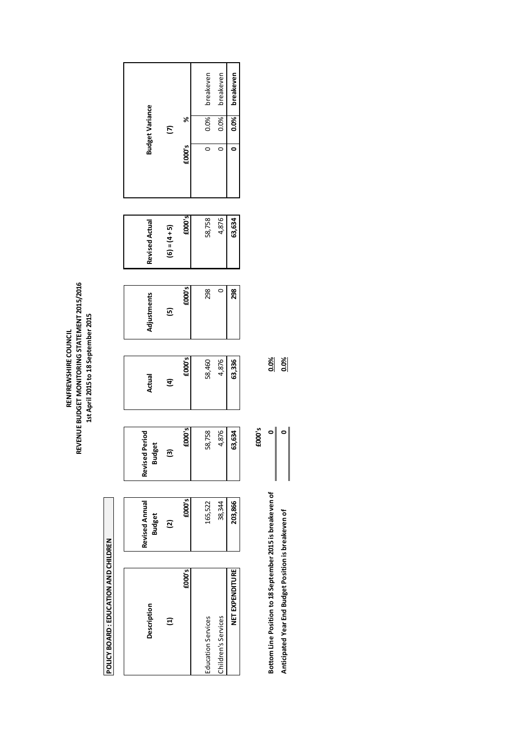**RENFREWSHIRE COUNCIL**
**REVENUE BUDGET MONITORING STATEMENT 2015/2016**
**1st April 2015 to 18 September 2015**

**POLICY BOARD : EDUCATION AND CHILDREN**

| Description | Revised Annual Budget | Revised Period Budget | Actual | Adjustments | Revised Actual | Budget Variance | | |
|---|---|---|---|---|---|---|---|---|
| (1) | (2) | (3) | (4) | (5) | (6) = (4 + 5) | (7) | | |
| £000's | £000's | £000's | £000's | £000's | £000's | £000's | % | |
| Education Services | 165,522 | 58,758 | 58,460 | 298 | 58,758 | 0 | 0.0% | breakeven |
| Children's Services | 38,344 | 4,876 | 4,876 | 0 | 4,876 | 0 | 0.0% | breakeven |
| **NET EXPENDITURE** | **203,866** | **63,634** | **63,336** | **298** | **63,634** | **0** | **0.0%** | **breakeven** |

| | £000's | |
|---|---|---|
| **Bottom Line Position to 18 September 2015 is breakeven of** | **0** | **0.0%** |
| **Anticipated Year End Budget Position is breakeven of** | **0** | **0.0%** |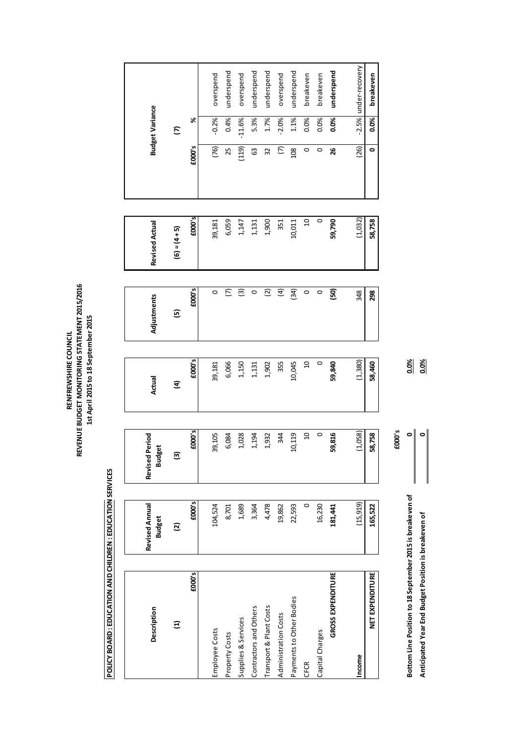**RENFREWSHIRE COUNCIL**
**REVENUE BUDGET MONITORING STATEMENT 2015/2016**
**1st April 2015 to 18 September 2015**

**POLICY BOARD : EDUCATION AND CHILDREN : EDUCATION SERVICES**

| Description | Revised Annual Budget | Revised Period Budget | Actual | Adjustments | Revised Actual | Budget Variance | | |
|---|---|---|---|---|---|---|---|---|
| (1) | (2) | (3) | (4) | (5) | (6) = (4 + 5) | (7) | | |
| £000's | £000's | £000's | £000's | £000's | £000's | £000's | % | |
| Employee Costs | 104,524 | 39,105 | 39,181 | 0 | 39,181 | (76) | -0.2% | overspend |
| Property Costs | 8,701 | 6,084 | 6,066 | (7) | 6,059 | 25 | 0.4% | underspend |
| Supplies & Services | 1,689 | 1,028 | 1,150 | (3) | 1,147 | (119) | -11.6% | overspend |
| Contractors and Others | 3,364 | 1,194 | 1,131 | 0 | 1,131 | 63 | 5.3% | underspend |
| Transport & Plant Costs | 4,478 | 1,932 | 1,902 | (2) | 1,900 | 32 | 1.7% | underspend |
| Administration Costs | 19,862 | 344 | 355 | (4) | 351 | (7) | -2.0% | overspend |
| Payments to Other Bodies | 22,593 | 10,119 | 10,045 | (34) | 10,011 | 108 | 1.1% | underspend |
| CFCR | 0 | 10 | 10 | 0 | 10 | 0 | 0.0% | breakeven |
| Capital Charges | 16,230 | 0 | 0 | 0 | 0 | 0 | 0.0% | breakeven |
| **GROSS EXPENDITURE** | **181,441** | **59,816** | **59,840** | **(50)** | **59,790** | **26** | **0.0%** | **underspend** |
| Income | (15,919) | (1,058) | (1,380) | 348 | (1,032) | (26) | -2.5% | under-recovery |
| **NET EXPENDITURE** | **165,522** | **58,758** | **58,460** | **298** | **58,758** | **0** | **0.0%** | **breakeven** |

| | £000's | |
|---|---|---|
| **Bottom Line Position to 18 September 2015 is breakeven of** | **0** | **0.0%** |
| **Anticipated Year End Budget Position is breakeven of** | **0** | **0.0%** |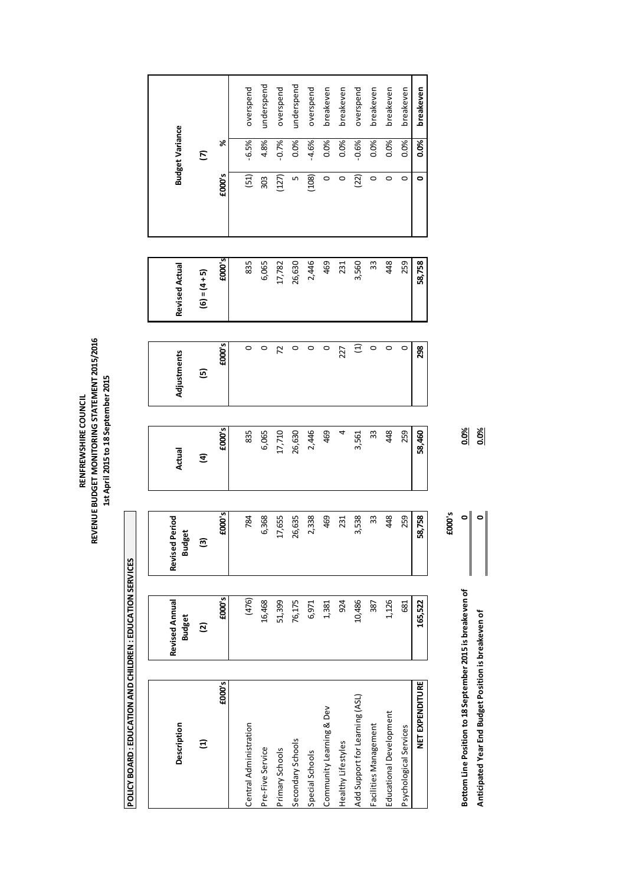# RENFREWSHIRE COUNCIL
## REVENUE BUDGET MONITORING STATEMENT 2015/2016
### 1st April 2015 to 18 September 2015

**POLICY BOARD : EDUCATION AND CHILDREN : EDUCATION SERVICES**

| Description | Revised Annual Budget | Revised Period Budget | Actual | Adjustments | Revised Actual | Budget Variance | | |
|---|---|---|---|---|---|---|---|---|
| (1) | (2) | (3) | (4) | (5) | (6) = (4 + 5) | (7) | | |
| £000's | £000's | £000's | £000's | £000's | £000's | £000's | % | |
| Central Administration | (476) | 784 | 835 | 0 | 835 | (51) | -6.5% | overspend |
| Pre-Five Service | 16,468 | 6,368 | 6,065 | 0 | 6,065 | 303 | 4.8% | underspend |
| Primary Schools | 51,399 | 17,655 | 17,710 | 72 | 17,782 | (127) | -0.7% | overspend |
| Secondary Schools | 76,175 | 26,635 | 26,630 | 0 | 26,630 | 5 | 0.0% | underspend |
| Special Schools | 6,971 | 2,338 | 2,446 | 0 | 2,446 | (108) | -4.6% | overspend |
| Community Learning & Dev | 1,381 | 469 | 469 | 0 | 469 | 0 | 0.0% | breakeven |
| Healthy Lifestyles | 924 | 231 | 4 | 227 | 231 | 0 | 0.0% | breakeven |
| Add Support for Learning (ASL) | 10,486 | 3,538 | 3,561 | (1) | 3,560 | (22) | -0.6% | overspend |
| Facilities Management | 387 | 33 | 33 | 0 | 33 | 0 | 0.0% | breakeven |
| Educational Development | 1,126 | 448 | 448 | 0 | 448 | 0 | 0.0% | breakeven |
| Psychological Services | 681 | 259 | 259 | 0 | 259 | 0 | 0.0% | breakeven |
| **NET EXPENDITURE** | **165,522** | **58,758** | **58,460** | **298** | **58,758** | **0** | **0.0%** | **breakeven** |

| | £000's | |
|---|---|---|
| **Bottom Line Position to 18 September 2015 is breakeven of** | **0** | **0.0%** |
| **Anticipated Year End Budget Position is breakeven of** | **0** | **0.0%** |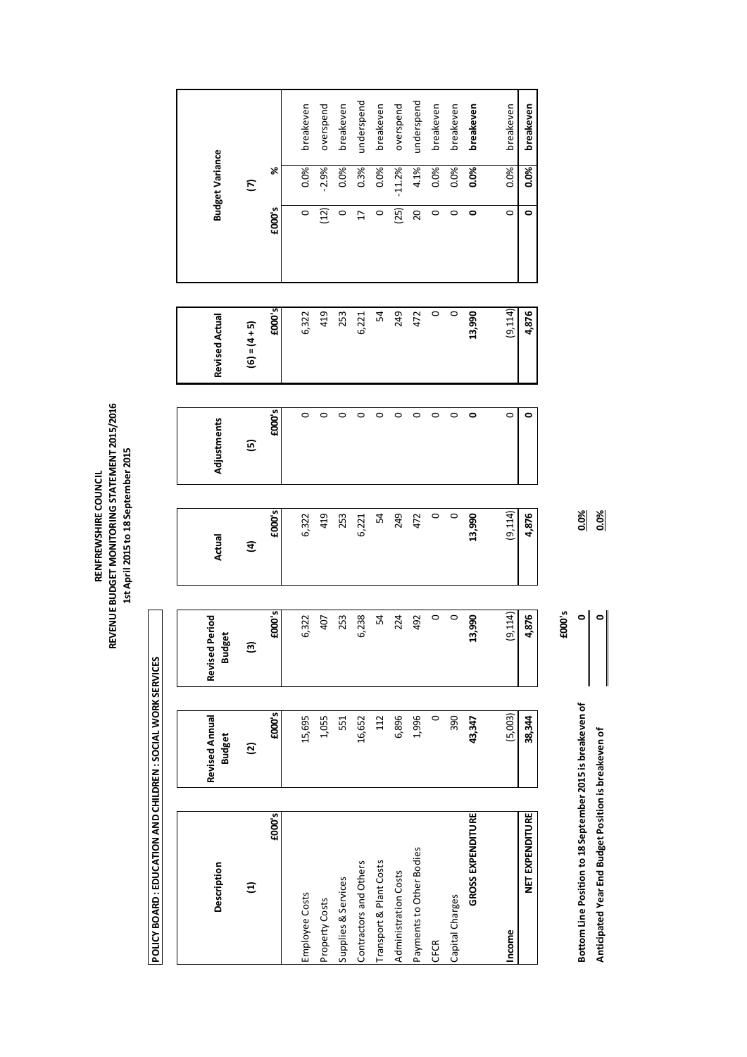**RENFREWSHIRE COUNCIL**
**REVENUE BUDGET MONITORING STATEMENT 2015/2016**
**1st April 2015 to 18 September 2015**

**POLICY BOARD : EDUCATION AND CHILDREN : SOCIAL WORK SERVICES**

| Description | Revised Annual Budget | Revised Period Budget | Actual | Adjustments | Revised Actual | Budget Variance | | |
|---|---|---|---|---|---|---|---|---|
| (1) | (2) | (3) | (4) | (5) | (6) = (4 + 5) | (7) | | |
| £000's | £000's | £000's | £000's | £000's | £000's | £000's | % | |
| Employee Costs | 15,695 | 6,322 | 6,322 | 0 | 6,322 | 0 | 0.0% | breakeven |
| Property Costs | 1,055 | 407 | 419 | 0 | 419 | (12) | -2.9% | overspend |
| Supplies & Services | 551 | 253 | 253 | 0 | 253 | 0 | 0.0% | breakeven |
| Contractors and Others | 16,652 | 6,238 | 6,221 | 0 | 6,221 | 17 | 0.3% | underspend |
| Transport & Plant Costs | 112 | 54 | 54 | 0 | 54 | 0 | 0.0% | breakeven |
| Administration Costs | 6,896 | 224 | 249 | 0 | 249 | (25) | -11.2% | overspend |
| Payments to Other Bodies | 1,996 | 492 | 472 | 0 | 472 | 20 | 4.1% | underspend |
| CFCR | 0 | 0 | 0 | 0 | 0 | 0 | 0.0% | breakeven |
| Capital Charges | 390 | 0 | 0 | 0 | 0 | 0 | 0.0% | breakeven |
| **GROSS EXPENDITURE** | **43,347** | **13,990** | **13,990** | **0** | **13,990** | **0** | **0.0%** | **breakeven** |
| Income | (5,003) | (9,114) | (9,114) | 0 | (9,114) | 0 | 0.0% | breakeven |
| **NET EXPENDITURE** | **38,344** | **4,876** | **4,876** | **0** | **4,876** | **0** | **0.0%** | **breakeven** |

| | £000's | |
|---|---|---|
| **Bottom Line Position to 18 September 2015 is breakeven of** | **0** | **0.0%** |
| **Anticipated Year End Budget Position is breakeven of** | **0** | **0.0%** |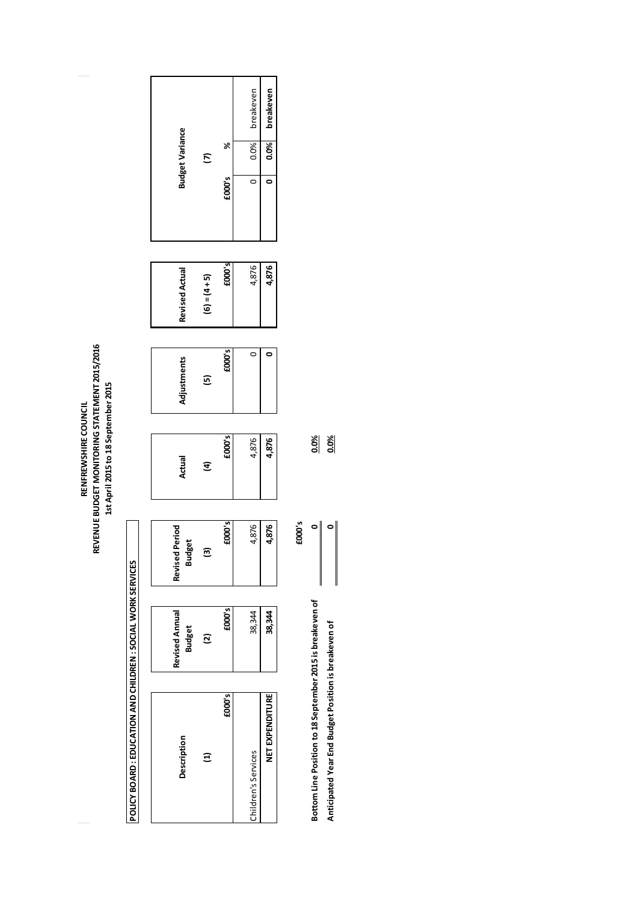# RENFREWSHIRE COUNCIL
## REVENUE BUDGET MONITORING STATEMENT 2015/2016
### 1st April 2015 to 18 September 2015

**POLICY BOARD : EDUCATION AND CHILDREN : SOCIAL WORK SERVICES**

| Description | Revised Annual Budget | Revised Period Budget | Actual | Adjustments | Revised Actual | Budget Variance | | |
|---|---|---|---|---|---|---|---|---|
| (1) | (2) | (3) | (4) | (5) | (6) = (4 + 5) | (7) | | |
| £000's | £000's | £000's | £000's | £000's | £000's | £000's | % | |
| Children's Services | 38,344 | 4,876 | 4,876 | 0 | 4,876 | 0 | 0.0% | breakeven |
| **NET EXPENDITURE** | **38,344** | **4,876** | **4,876** | **0** | **4,876** | **0** | **0.0%** | **breakeven** |

| | £000's | |
|---|---|---|
| **Bottom Line Position to 18 September 2015 is breakeven of** | **0** | **0.0%** |
| **Anticipated Year End Budget Position is breakeven of** | **0** | **0.0%** |